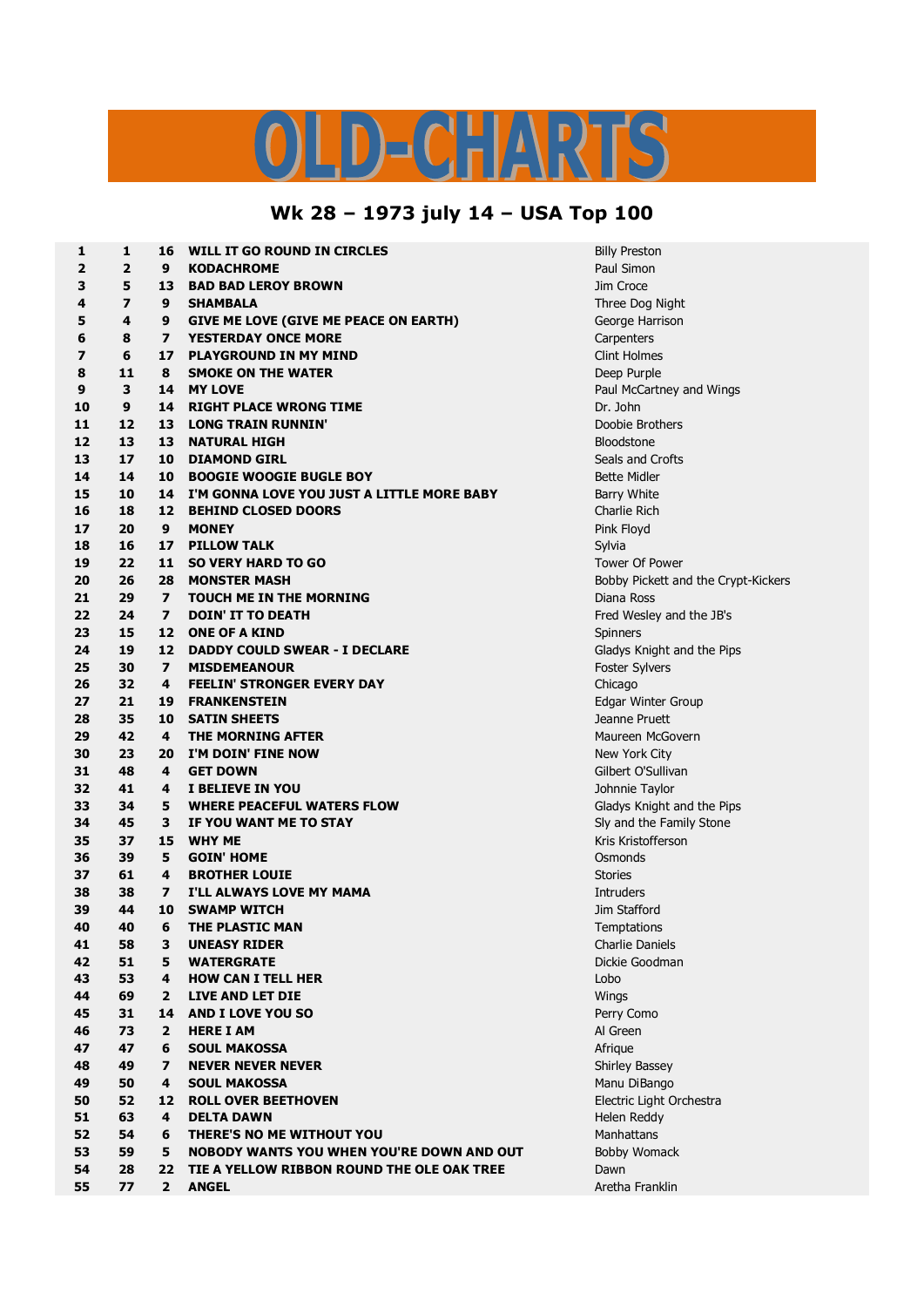# OLD-CHARTS

## Wk 28 – 1973 july 14 – USA Top 100

| | | | | |
|---|---|---|---|---|
| 1 | 1 | 16 | **WILL IT GO ROUND IN CIRCLES** | Billy Preston |
| 2 | 2 | 9 | **KODACHROME** | Paul Simon |
| 3 | 5 | 13 | **BAD BAD LEROY BROWN** | Jim Croce |
| 4 | 7 | 9 | **SHAMBALA** | Three Dog Night |
| 5 | 4 | 9 | **GIVE ME LOVE (GIVE ME PEACE ON EARTH)** | George Harrison |
| 6 | 8 | 7 | **YESTERDAY ONCE MORE** | Carpenters |
| 7 | 6 | 17 | **PLAYGROUND IN MY MIND** | Clint Holmes |
| 8 | 11 | 8 | **SMOKE ON THE WATER** | Deep Purple |
| 9 | 3 | 14 | **MY LOVE** | Paul McCartney and Wings |
| 10 | 9 | 14 | **RIGHT PLACE WRONG TIME** | Dr. John |
| 11 | 12 | 13 | **LONG TRAIN RUNNIN'** | Doobie Brothers |
| 12 | 13 | 13 | **NATURAL HIGH** | Bloodstone |
| 13 | 17 | 10 | **DIAMOND GIRL** | Seals and Crofts |
| 14 | 14 | 10 | **BOOGIE WOOGIE BUGLE BOY** | Bette Midler |
| 15 | 10 | 14 | **I'M GONNA LOVE YOU JUST A LITTLE MORE BABY** | Barry White |
| 16 | 18 | 12 | **BEHIND CLOSED DOORS** | Charlie Rich |
| 17 | 20 | 9 | **MONEY** | Pink Floyd |
| 18 | 16 | 17 | **PILLOW TALK** | Sylvia |
| 19 | 22 | 11 | **SO VERY HARD TO GO** | Tower Of Power |
| 20 | 26 | 28 | **MONSTER MASH** | Bobby Pickett and the Crypt-Kickers |
| 21 | 29 | 7 | **TOUCH ME IN THE MORNING** | Diana Ross |
| 22 | 24 | 7 | **DOIN' IT TO DEATH** | Fred Wesley and the JB's |
| 23 | 15 | 12 | **ONE OF A KIND** | Spinners |
| 24 | 19 | 12 | **DADDY COULD SWEAR - I DECLARE** | Gladys Knight and the Pips |
| 25 | 30 | 7 | **MISDEMEANOUR** | Foster Sylvers |
| 26 | 32 | 4 | **FEELIN' STRONGER EVERY DAY** | Chicago |
| 27 | 21 | 19 | **FRANKENSTEIN** | Edgar Winter Group |
| 28 | 35 | 10 | **SATIN SHEETS** | Jeanne Pruett |
| 29 | 42 | 4 | **THE MORNING AFTER** | Maureen McGovern |
| 30 | 23 | 20 | **I'M DOIN' FINE NOW** | New York City |
| 31 | 48 | 4 | **GET DOWN** | Gilbert O'Sullivan |
| 32 | 41 | 4 | **I BELIEVE IN YOU** | Johnnie Taylor |
| 33 | 34 | 5 | **WHERE PEACEFUL WATERS FLOW** | Gladys Knight and the Pips |
| 34 | 45 | 3 | **IF YOU WANT ME TO STAY** | Sly and the Family Stone |
| 35 | 37 | 15 | **WHY ME** | Kris Kristofferson |
| 36 | 39 | 5 | **GOIN' HOME** | Osmonds |
| 37 | 61 | 4 | **BROTHER LOUIE** | Stories |
| 38 | 38 | 7 | **I'LL ALWAYS LOVE MY MAMA** | Intruders |
| 39 | 44 | 10 | **SWAMP WITCH** | Jim Stafford |
| 40 | 40 | 6 | **THE PLASTIC MAN** | Temptations |
| 41 | 58 | 3 | **UNEASY RIDER** | Charlie Daniels |
| 42 | 51 | 5 | **WATERGRATE** | Dickie Goodman |
| 43 | 53 | 4 | **HOW CAN I TELL HER** | Lobo |
| 44 | 69 | 2 | **LIVE AND LET DIE** | Wings |
| 45 | 31 | 14 | **AND I LOVE YOU SO** | Perry Como |
| 46 | 73 | 2 | **HERE I AM** | Al Green |
| 47 | 47 | 6 | **SOUL MAKOSSA** | Afrique |
| 48 | 49 | 7 | **NEVER NEVER NEVER** | Shirley Bassey |
| 49 | 50 | 4 | **SOUL MAKOSSA** | Manu DiBango |
| 50 | 52 | 12 | **ROLL OVER BEETHOVEN** | Electric Light Orchestra |
| 51 | 63 | 4 | **DELTA DAWN** | Helen Reddy |
| 52 | 54 | 6 | **THERE'S NO ME WITHOUT YOU** | Manhattans |
| 53 | 59 | 5 | **NOBODY WANTS YOU WHEN YOU'RE DOWN AND OUT** | Bobby Womack |
| 54 | 28 | 22 | **TIE A YELLOW RIBBON ROUND THE OLE OAK TREE** | Dawn |
| 55 | 77 | 2 | **ANGEL** | Aretha Franklin |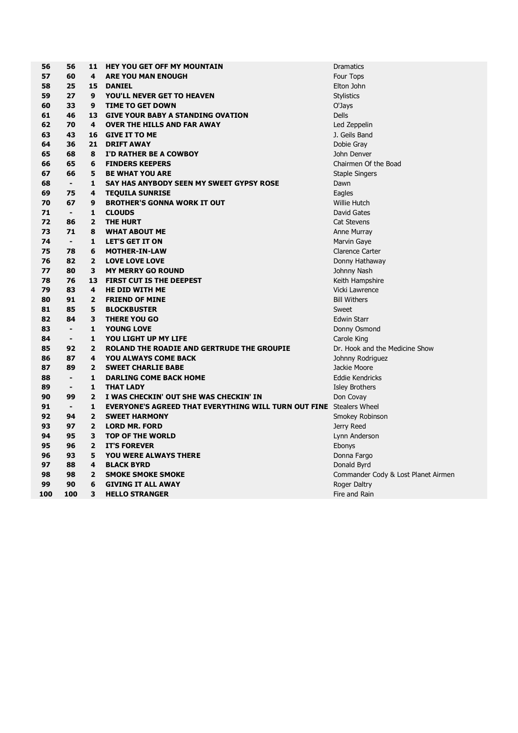| | | | | |
|---|---|---|---|---|
| 56 | 56 | 11 | **HEY YOU GET OFF MY MOUNTAIN** | Dramatics |
| 57 | 60 | 4 | **ARE YOU MAN ENOUGH** | Four Tops |
| 58 | 25 | 15 | **DANIEL** | Elton John |
| 59 | 27 | 9 | **YOU'LL NEVER GET TO HEAVEN** | Stylistics |
| 60 | 33 | 9 | **TIME TO GET DOWN** | O'Jays |
| 61 | 46 | 13 | **GIVE YOUR BABY A STANDING OVATION** | Dells |
| 62 | 70 | 4 | **OVER THE HILLS AND FAR AWAY** | Led Zeppelin |
| 63 | 43 | 16 | **GIVE IT TO ME** | J. Geils Band |
| 64 | 36 | 21 | **DRIFT AWAY** | Dobie Gray |
| 65 | 68 | 8 | **I'D RATHER BE A COWBOY** | John Denver |
| 66 | 65 | 6 | **FINDERS KEEPERS** | Chairmen Of the Boad |
| 67 | 66 | 5 | **BE WHAT YOU ARE** | Staple Singers |
| 68 | - | 1 | **SAY HAS ANYBODY SEEN MY SWEET GYPSY ROSE** | Dawn |
| 69 | 75 | 4 | **TEQUILA SUNRISE** | Eagles |
| 70 | 67 | 9 | **BROTHER'S GONNA WORK IT OUT** | Willie Hutch |
| 71 | - | 1 | **CLOUDS** | David Gates |
| 72 | 86 | 2 | **THE HURT** | Cat Stevens |
| 73 | 71 | 8 | **WHAT ABOUT ME** | Anne Murray |
| 74 | - | 1 | **LET'S GET IT ON** | Marvin Gaye |
| 75 | 78 | 6 | **MOTHER-IN-LAW** | Clarence Carter |
| 76 | 82 | 2 | **LOVE LOVE LOVE** | Donny Hathaway |
| 77 | 80 | 3 | **MY MERRY GO ROUND** | Johnny Nash |
| 78 | 76 | 13 | **FIRST CUT IS THE DEEPEST** | Keith Hampshire |
| 79 | 83 | 4 | **HE DID WITH ME** | Vicki Lawrence |
| 80 | 91 | 2 | **FRIEND OF MINE** | Bill Withers |
| 81 | 85 | 5 | **BLOCKBUSTER** | Sweet |
| 82 | 84 | 3 | **THERE YOU GO** | Edwin Starr |
| 83 | - | 1 | **YOUNG LOVE** | Donny Osmond |
| 84 | - | 1 | **YOU LIGHT UP MY LIFE** | Carole King |
| 85 | 92 | 2 | **ROLAND THE ROADIE AND GERTRUDE THE GROUPIE** | Dr. Hook and the Medicine Show |
| 86 | 87 | 4 | **YOU ALWAYS COME BACK** | Johnny Rodriguez |
| 87 | 89 | 2 | **SWEET CHARLIE BABE** | Jackie Moore |
| 88 | - | 1 | **DARLING COME BACK HOME** | Eddie Kendricks |
| 89 | - | 1 | **THAT LADY** | Isley Brothers |
| 90 | 99 | 2 | **I WAS CHECKIN' OUT SHE WAS CHECKIN' IN** | Don Covay |
| 91 | - | 1 | **EVERYONE'S AGREED THAT EVERYTHING WILL TURN OUT FINE** | Stealers Wheel |
| 92 | 94 | 2 | **SWEET HARMONY** | Smokey Robinson |
| 93 | 97 | 2 | **LORD MR. FORD** | Jerry Reed |
| 94 | 95 | 3 | **TOP OF THE WORLD** | Lynn Anderson |
| 95 | 96 | 2 | **IT'S FOREVER** | Ebonys |
| 96 | 93 | 5 | **YOU WERE ALWAYS THERE** | Donna Fargo |
| 97 | 88 | 4 | **BLACK BYRD** | Donald Byrd |
| 98 | 98 | 2 | **SMOKE SMOKE SMOKE** | Commander Cody & Lost Planet Airmen |
| 99 | 90 | 6 | **GIVING IT ALL AWAY** | Roger Daltry |
| 100 | 100 | 3 | **HELLO STRANGER** | Fire and Rain |